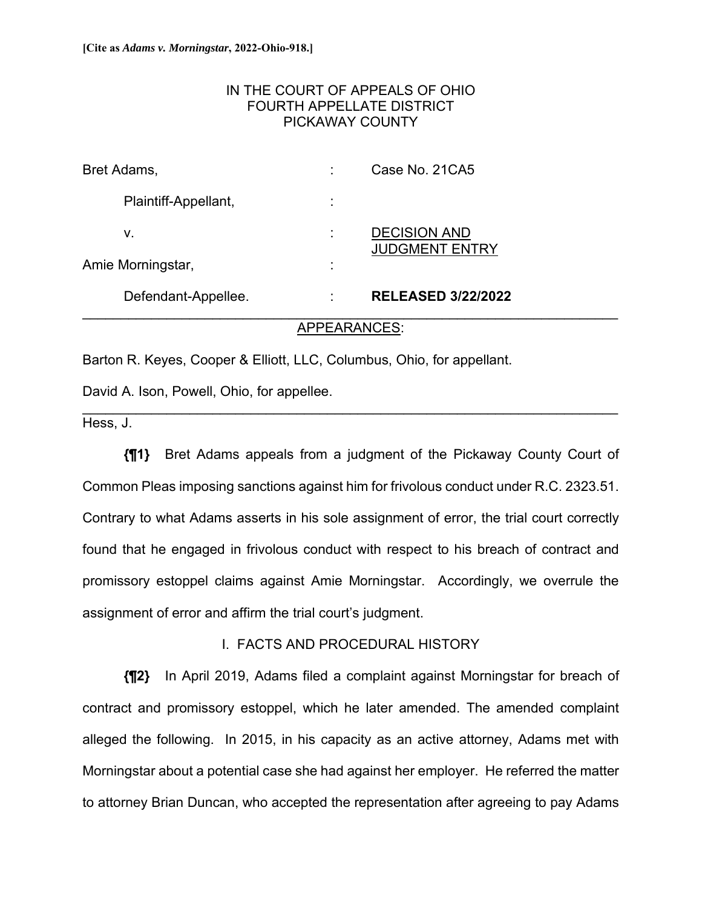[Cite as *Adams v. Morningstar*, 2022-Ohio-918.]

IN THE COURT OF APPEALS OF OHIO
FOURTH APPELLATE DISTRICT
PICKAWAY COUNTY

| | | |
|---|---|---|
| Bret Adams, | : | Case No. 21CA5 |
| Plaintiff-Appellant, | : | |
| v. | : | DECISION AND JUDGMENT ENTRY |
| Amie Morningstar, | : | |
| Defendant-Appellee. | : | **RELEASED 3/22/2022** |

APPEARANCES:

Barton R. Keyes, Cooper & Elliott, LLC, Columbus, Ohio, for appellant.

David A. Ison, Powell, Ohio, for appellee.

Hess, J.

**{¶1}** Bret Adams appeals from a judgment of the Pickaway County Court of Common Pleas imposing sanctions against him for frivolous conduct under R.C. 2323.51. Contrary to what Adams asserts in his sole assignment of error, the trial court correctly found that he engaged in frivolous conduct with respect to his breach of contract and promissory estoppel claims against Amie Morningstar. Accordingly, we overrule the assignment of error and affirm the trial court's judgment.

## I. FACTS AND PROCEDURAL HISTORY

**{¶2}** In April 2019, Adams filed a complaint against Morningstar for breach of contract and promissory estoppel, which he later amended. The amended complaint alleged the following. In 2015, in his capacity as an active attorney, Adams met with Morningstar about a potential case she had against her employer. He referred the matter to attorney Brian Duncan, who accepted the representation after agreeing to pay Adams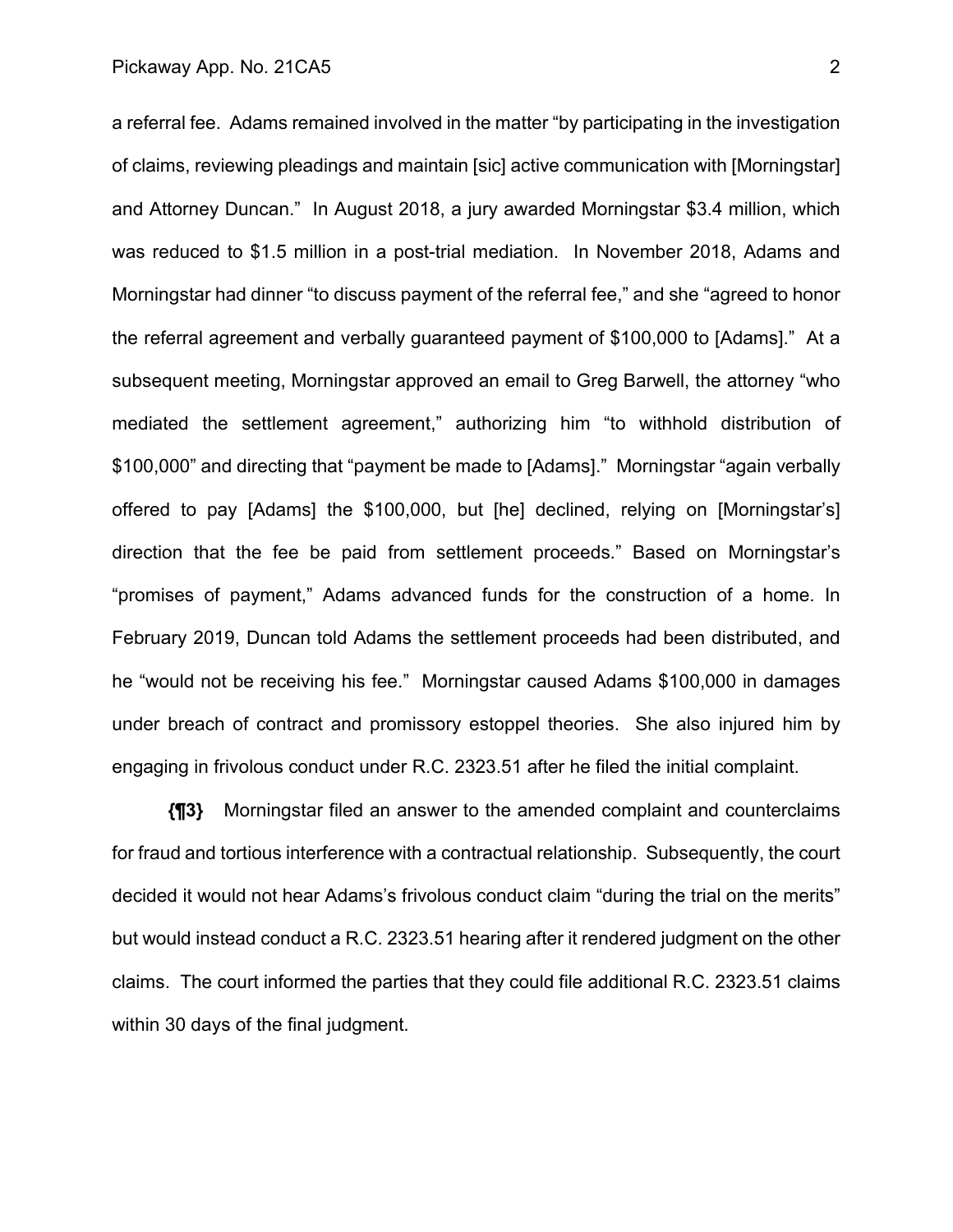a referral fee. Adams remained involved in the matter "by participating in the investigation of claims, reviewing pleadings and maintain [sic] active communication with [Morningstar] and Attorney Duncan." In August 2018, a jury awarded Morningstar $3.4 million, which was reduced to $1.5 million in a post-trial mediation. In November 2018, Adams and Morningstar had dinner "to discuss payment of the referral fee," and she "agreed to honor the referral agreement and verbally guaranteed payment of $100,000 to [Adams]." At a subsequent meeting, Morningstar approved an email to Greg Barwell, the attorney "who mediated the settlement agreement," authorizing him "to withhold distribution of $100,000" and directing that "payment be made to [Adams]." Morningstar "again verbally offered to pay [Adams] the $100,000, but [he] declined, relying on [Morningstar's] direction that the fee be paid from settlement proceeds." Based on Morningstar's "promises of payment," Adams advanced funds for the construction of a home. In February 2019, Duncan told Adams the settlement proceeds had been distributed, and he "would not be receiving his fee." Morningstar caused Adams $100,000 in damages under breach of contract and promissory estoppel theories. She also injured him by engaging in frivolous conduct under R.C. 2323.51 after he filed the initial complaint.

**{¶3}** Morningstar filed an answer to the amended complaint and counterclaims for fraud and tortious interference with a contractual relationship. Subsequently, the court decided it would not hear Adams's frivolous conduct claim "during the trial on the merits" but would instead conduct a R.C. 2323.51 hearing after it rendered judgment on the other claims. The court informed the parties that they could file additional R.C. 2323.51 claims within 30 days of the final judgment.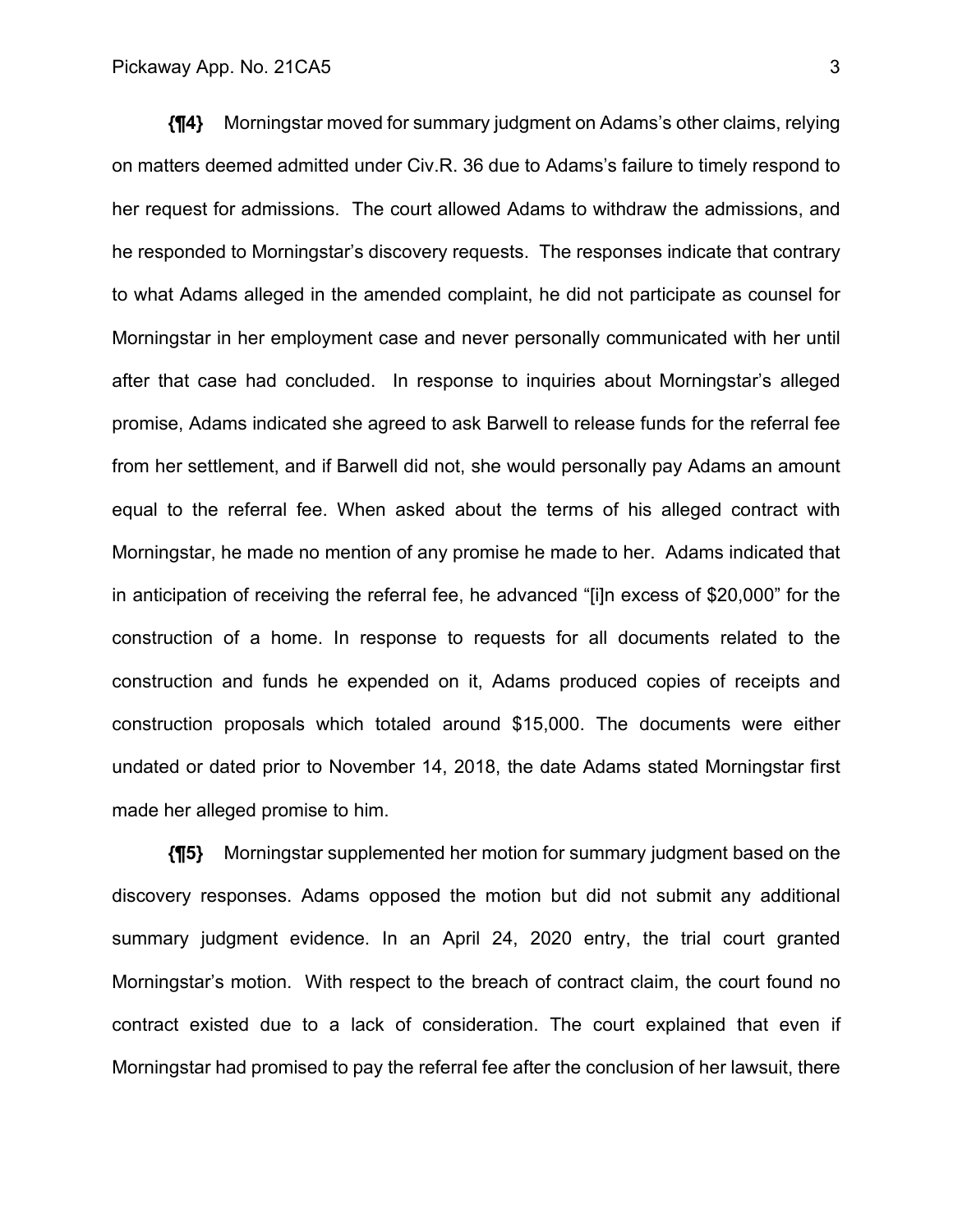**{¶4}** Morningstar moved for summary judgment on Adams's other claims, relying on matters deemed admitted under Civ.R. 36 due to Adams's failure to timely respond to her request for admissions. The court allowed Adams to withdraw the admissions, and he responded to Morningstar's discovery requests. The responses indicate that contrary to what Adams alleged in the amended complaint, he did not participate as counsel for Morningstar in her employment case and never personally communicated with her until after that case had concluded. In response to inquiries about Morningstar's alleged promise, Adams indicated she agreed to ask Barwell to release funds for the referral fee from her settlement, and if Barwell did not, she would personally pay Adams an amount equal to the referral fee. When asked about the terms of his alleged contract with Morningstar, he made no mention of any promise he made to her. Adams indicated that in anticipation of receiving the referral fee, he advanced "[i]n excess of $20,000" for the construction of a home. In response to requests for all documents related to the construction and funds he expended on it, Adams produced copies of receipts and construction proposals which totaled around $15,000. The documents were either undated or dated prior to November 14, 2018, the date Adams stated Morningstar first made her alleged promise to him.

**{¶5}** Morningstar supplemented her motion for summary judgment based on the discovery responses. Adams opposed the motion but did not submit any additional summary judgment evidence. In an April 24, 2020 entry, the trial court granted Morningstar's motion. With respect to the breach of contract claim, the court found no contract existed due to a lack of consideration. The court explained that even if Morningstar had promised to pay the referral fee after the conclusion of her lawsuit, there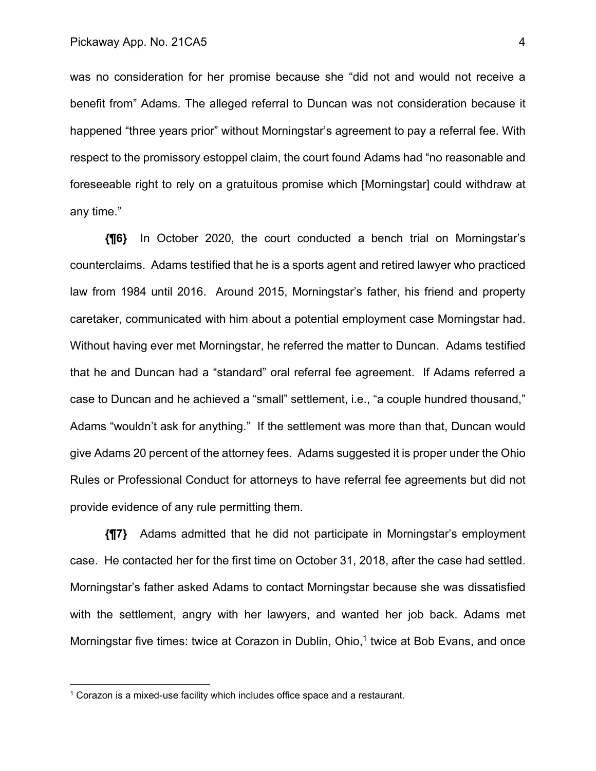was no consideration for her promise because she "did not and would not receive a benefit from" Adams. The alleged referral to Duncan was not consideration because it happened "three years prior" without Morningstar's agreement to pay a referral fee. With respect to the promissory estoppel claim, the court found Adams had "no reasonable and foreseeable right to rely on a gratuitous promise which [Morningstar] could withdraw at any time."

**{¶6}** In October 2020, the court conducted a bench trial on Morningstar's counterclaims. Adams testified that he is a sports agent and retired lawyer who practiced law from 1984 until 2016. Around 2015, Morningstar's father, his friend and property caretaker, communicated with him about a potential employment case Morningstar had. Without having ever met Morningstar, he referred the matter to Duncan. Adams testified that he and Duncan had a "standard" oral referral fee agreement. If Adams referred a case to Duncan and he achieved a "small" settlement, i.e., "a couple hundred thousand," Adams "wouldn't ask for anything." If the settlement was more than that, Duncan would give Adams 20 percent of the attorney fees. Adams suggested it is proper under the Ohio Rules or Professional Conduct for attorneys to have referral fee agreements but did not provide evidence of any rule permitting them.

**{¶7}** Adams admitted that he did not participate in Morningstar's employment case. He contacted her for the first time on October 31, 2018, after the case had settled. Morningstar's father asked Adams to contact Morningstar because she was dissatisfied with the settlement, angry with her lawyers, and wanted her job back. Adams met Morningstar five times: twice at Corazon in Dublin, Ohio,[1] twice at Bob Evans, and once

[1] Corazon is a mixed-use facility which includes office space and a restaurant.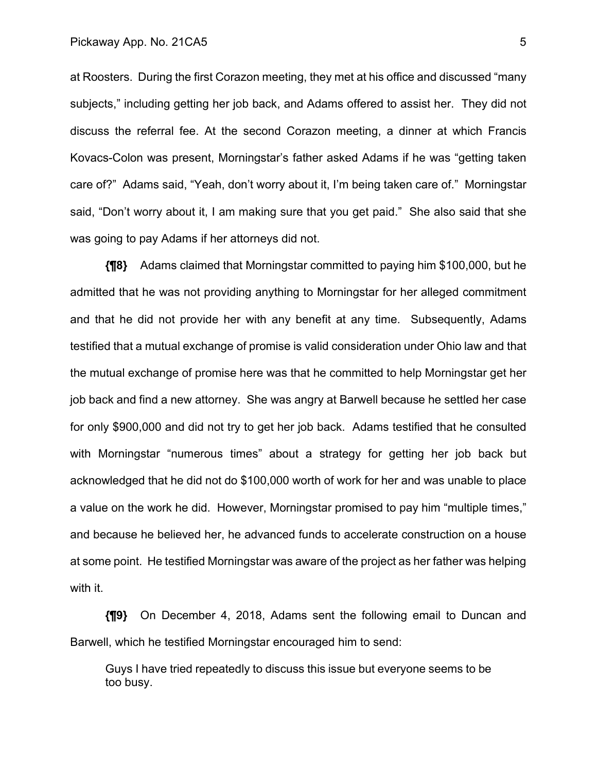at Roosters. During the first Corazon meeting, they met at his office and discussed "many subjects," including getting her job back, and Adams offered to assist her. They did not discuss the referral fee. At the second Corazon meeting, a dinner at which Francis Kovacs-Colon was present, Morningstar's father asked Adams if he was "getting taken care of?" Adams said, "Yeah, don't worry about it, I'm being taken care of." Morningstar said, "Don't worry about it, I am making sure that you get paid." She also said that she was going to pay Adams if her attorneys did not.

**{¶8}** Adams claimed that Morningstar committed to paying him $100,000, but he admitted that he was not providing anything to Morningstar for her alleged commitment and that he did not provide her with any benefit at any time. Subsequently, Adams testified that a mutual exchange of promise is valid consideration under Ohio law and that the mutual exchange of promise here was that he committed to help Morningstar get her job back and find a new attorney. She was angry at Barwell because he settled her case for only $900,000 and did not try to get her job back. Adams testified that he consulted with Morningstar "numerous times" about a strategy for getting her job back but acknowledged that he did not do $100,000 worth of work for her and was unable to place a value on the work he did. However, Morningstar promised to pay him "multiple times," and because he believed her, he advanced funds to accelerate construction on a house at some point. He testified Morningstar was aware of the project as her father was helping with it.

**{¶9}** On December 4, 2018, Adams sent the following email to Duncan and Barwell, which he testified Morningstar encouraged him to send:

> Guys I have tried repeatedly to discuss this issue but everyone seems to be too busy.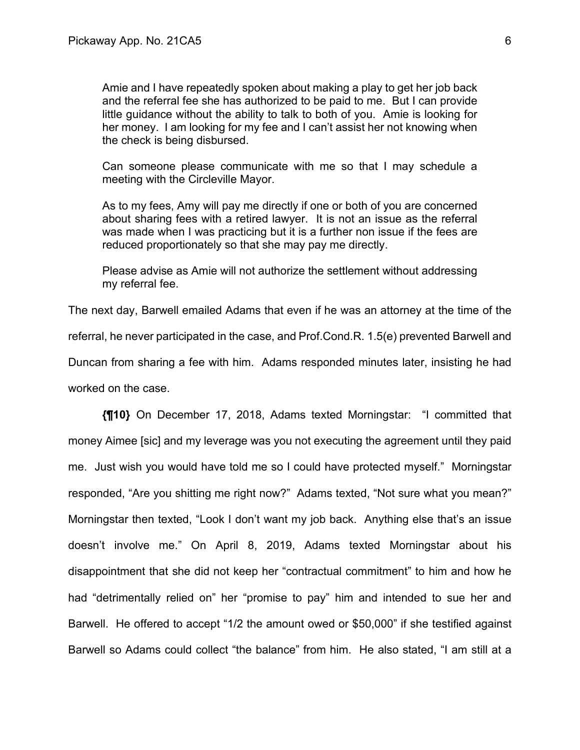> Amie and I have repeatedly spoken about making a play to get her job back and the referral fee she has authorized to be paid to me. But I can provide little guidance without the ability to talk to both of you. Amie is looking for her money. I am looking for my fee and I can't assist her not knowing when the check is being disbursed.
>
> Can someone please communicate with me so that I may schedule a meeting with the Circleville Mayor.
>
> As to my fees, Amy will pay me directly if one or both of you are concerned about sharing fees with a retired lawyer. It is not an issue as the referral was made when I was practicing but it is a further non issue if the fees are reduced proportionately so that she may pay me directly.
>
> Please advise as Amie will not authorize the settlement without addressing my referral fee.

The next day, Barwell emailed Adams that even if he was an attorney at the time of the referral, he never participated in the case, and Prof.Cond.R. 1.5(e) prevented Barwell and Duncan from sharing a fee with him. Adams responded minutes later, insisting he had worked on the case.

**{¶10}** On December 17, 2018, Adams texted Morningstar: "I committed that money Aimee [sic] and my leverage was you not executing the agreement until they paid me. Just wish you would have told me so I could have protected myself." Morningstar responded, "Are you shitting me right now?" Adams texted, "Not sure what you mean?" Morningstar then texted, "Look I don't want my job back. Anything else that's an issue doesn't involve me." On April 8, 2019, Adams texted Morningstar about his disappointment that she did not keep her "contractual commitment" to him and how he had "detrimentally relied on" her "promise to pay" him and intended to sue her and Barwell. He offered to accept "1/2 the amount owed or $50,000" if she testified against Barwell so Adams could collect "the balance" from him. He also stated, "I am still at a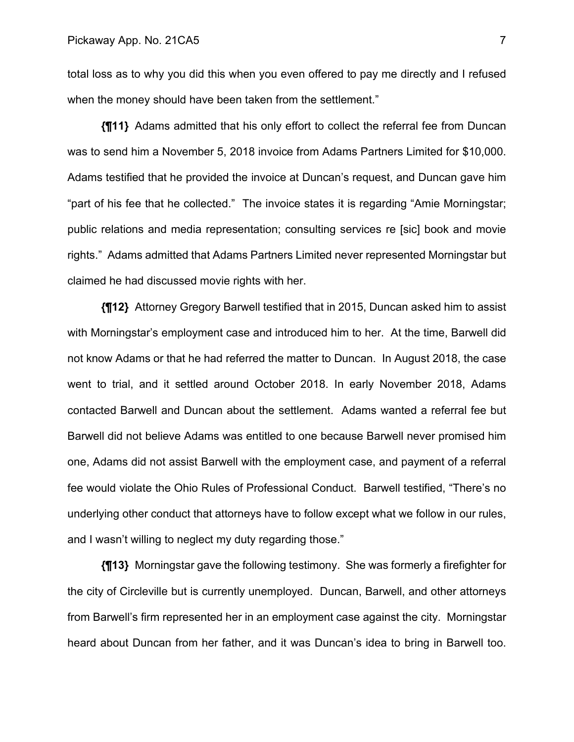total loss as to why you did this when you even offered to pay me directly and I refused when the money should have been taken from the settlement."

**{¶11}** Adams admitted that his only effort to collect the referral fee from Duncan was to send him a November 5, 2018 invoice from Adams Partners Limited for $10,000. Adams testified that he provided the invoice at Duncan's request, and Duncan gave him "part of his fee that he collected." The invoice states it is regarding "Amie Morningstar; public relations and media representation; consulting services re [sic] book and movie rights." Adams admitted that Adams Partners Limited never represented Morningstar but claimed he had discussed movie rights with her.

**{¶12}** Attorney Gregory Barwell testified that in 2015, Duncan asked him to assist with Morningstar's employment case and introduced him to her. At the time, Barwell did not know Adams or that he had referred the matter to Duncan. In August 2018, the case went to trial, and it settled around October 2018. In early November 2018, Adams contacted Barwell and Duncan about the settlement. Adams wanted a referral fee but Barwell did not believe Adams was entitled to one because Barwell never promised him one, Adams did not assist Barwell with the employment case, and payment of a referral fee would violate the Ohio Rules of Professional Conduct. Barwell testified, "There's no underlying other conduct that attorneys have to follow except what we follow in our rules, and I wasn't willing to neglect my duty regarding those."

**{¶13}** Morningstar gave the following testimony. She was formerly a firefighter for the city of Circleville but is currently unemployed. Duncan, Barwell, and other attorneys from Barwell's firm represented her in an employment case against the city. Morningstar heard about Duncan from her father, and it was Duncan's idea to bring in Barwell too.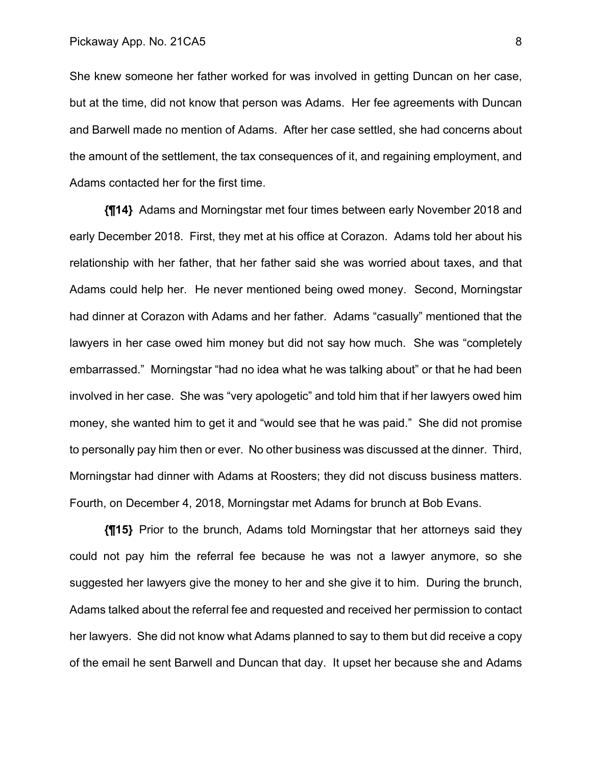She knew someone her father worked for was involved in getting Duncan on her case, but at the time, did not know that person was Adams. Her fee agreements with Duncan and Barwell made no mention of Adams. After her case settled, she had concerns about the amount of the settlement, the tax consequences of it, and regaining employment, and Adams contacted her for the first time.

**{¶14}** Adams and Morningstar met four times between early November 2018 and early December 2018. First, they met at his office at Corazon. Adams told her about his relationship with her father, that her father said she was worried about taxes, and that Adams could help her. He never mentioned being owed money. Second, Morningstar had dinner at Corazon with Adams and her father. Adams "casually" mentioned that the lawyers in her case owed him money but did not say how much. She was "completely embarrassed." Morningstar "had no idea what he was talking about" or that he had been involved in her case. She was "very apologetic" and told him that if her lawyers owed him money, she wanted him to get it and "would see that he was paid." She did not promise to personally pay him then or ever. No other business was discussed at the dinner. Third, Morningstar had dinner with Adams at Roosters; they did not discuss business matters. Fourth, on December 4, 2018, Morningstar met Adams for brunch at Bob Evans.

**{¶15}** Prior to the brunch, Adams told Morningstar that her attorneys said they could not pay him the referral fee because he was not a lawyer anymore, so she suggested her lawyers give the money to her and she give it to him. During the brunch, Adams talked about the referral fee and requested and received her permission to contact her lawyers. She did not know what Adams planned to say to them but did receive a copy of the email he sent Barwell and Duncan that day. It upset her because she and Adams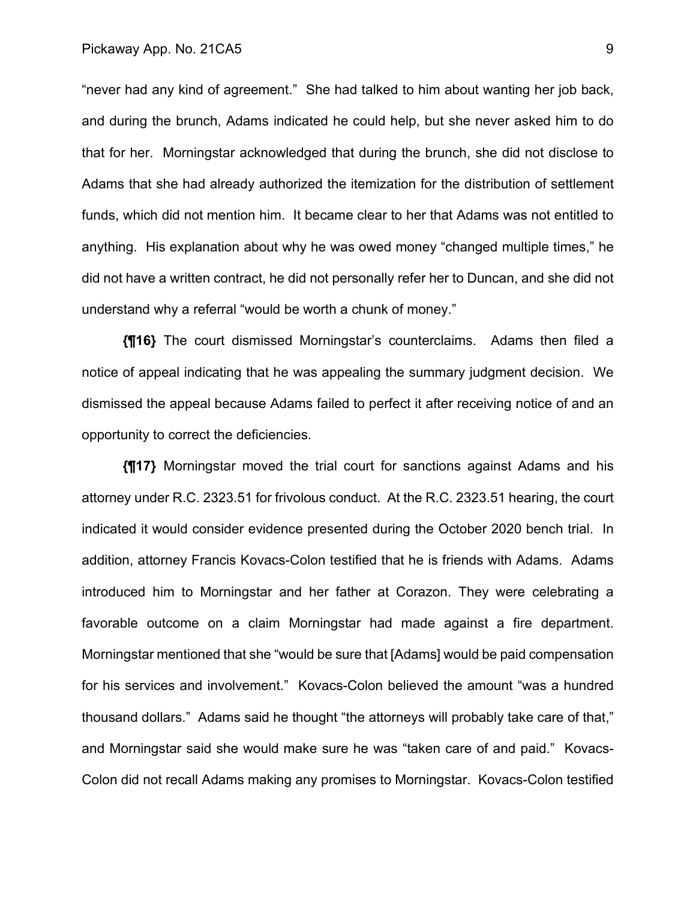"never had any kind of agreement." She had talked to him about wanting her job back, and during the brunch, Adams indicated he could help, but she never asked him to do that for her. Morningstar acknowledged that during the brunch, she did not disclose to Adams that she had already authorized the itemization for the distribution of settlement funds, which did not mention him. It became clear to her that Adams was not entitled to anything. His explanation about why he was owed money "changed multiple times," he did not have a written contract, he did not personally refer her to Duncan, and she did not understand why a referral "would be worth a chunk of money."

**{¶16}** The court dismissed Morningstar's counterclaims. Adams then filed a notice of appeal indicating that he was appealing the summary judgment decision. We dismissed the appeal because Adams failed to perfect it after receiving notice of and an opportunity to correct the deficiencies.

**{¶17}** Morningstar moved the trial court for sanctions against Adams and his attorney under R.C. 2323.51 for frivolous conduct. At the R.C. 2323.51 hearing, the court indicated it would consider evidence presented during the October 2020 bench trial. In addition, attorney Francis Kovacs-Colon testified that he is friends with Adams. Adams introduced him to Morningstar and her father at Corazon. They were celebrating a favorable outcome on a claim Morningstar had made against a fire department. Morningstar mentioned that she "would be sure that [Adams] would be paid compensation for his services and involvement." Kovacs-Colon believed the amount "was a hundred thousand dollars." Adams said he thought "the attorneys will probably take care of that," and Morningstar said she would make sure he was "taken care of and paid." Kovacs-Colon did not recall Adams making any promises to Morningstar. Kovacs-Colon testified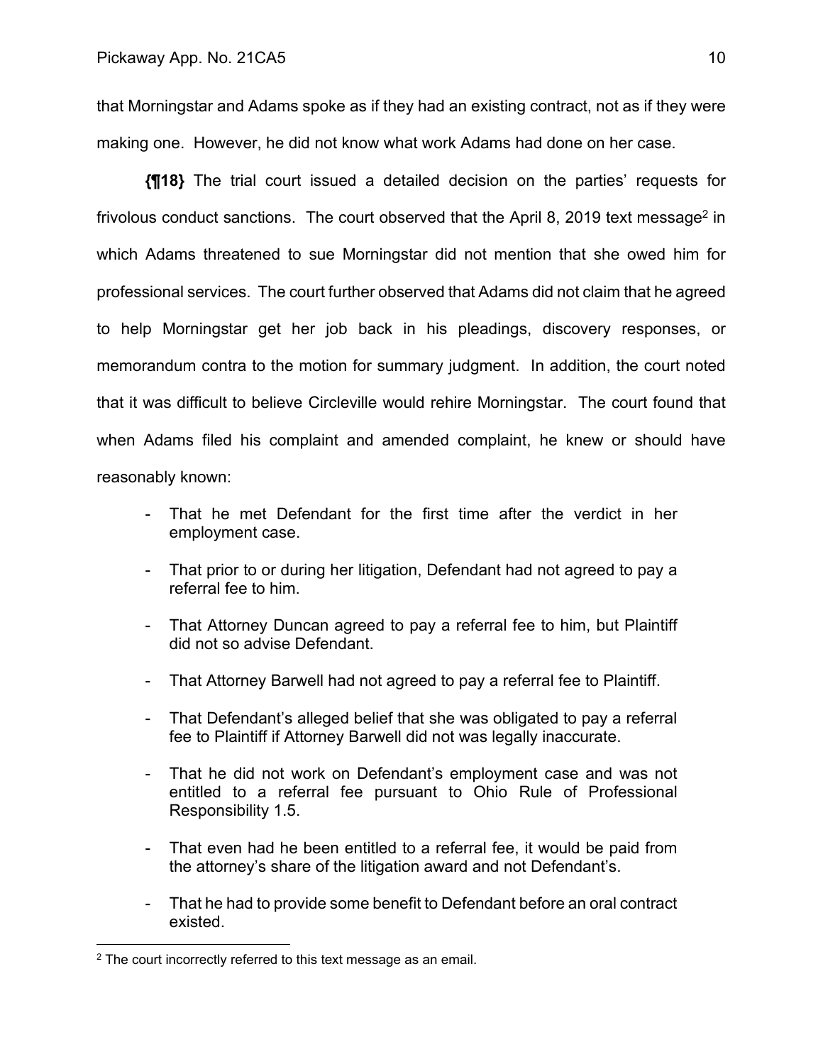that Morningstar and Adams spoke as if they had an existing contract, not as if they were making one. However, he did not know what work Adams had done on her case.

**{¶18}** The trial court issued a detailed decision on the parties' requests for frivolous conduct sanctions. The court observed that the April 8, 2019 text message[2] in which Adams threatened to sue Morningstar did not mention that she owed him for professional services. The court further observed that Adams did not claim that he agreed to help Morningstar get her job back in his pleadings, discovery responses, or memorandum contra to the motion for summary judgment. In addition, the court noted that it was difficult to believe Circleville would rehire Morningstar. The court found that when Adams filed his complaint and amended complaint, he knew or should have reasonably known:

> - That he met Defendant for the first time after the verdict in her employment case.
> - That prior to or during her litigation, Defendant had not agreed to pay a referral fee to him.
> - That Attorney Duncan agreed to pay a referral fee to him, but Plaintiff did not so advise Defendant.
> - That Attorney Barwell had not agreed to pay a referral fee to Plaintiff.
> - That Defendant's alleged belief that she was obligated to pay a referral fee to Plaintiff if Attorney Barwell did not was legally inaccurate.
> - That he did not work on Defendant's employment case and was not entitled to a referral fee pursuant to Ohio Rule of Professional Responsibility 1.5.
> - That even had he been entitled to a referral fee, it would be paid from the attorney's share of the litigation award and not Defendant's.
> - That he had to provide some benefit to Defendant before an oral contract existed.

[2] The court incorrectly referred to this text message as an email.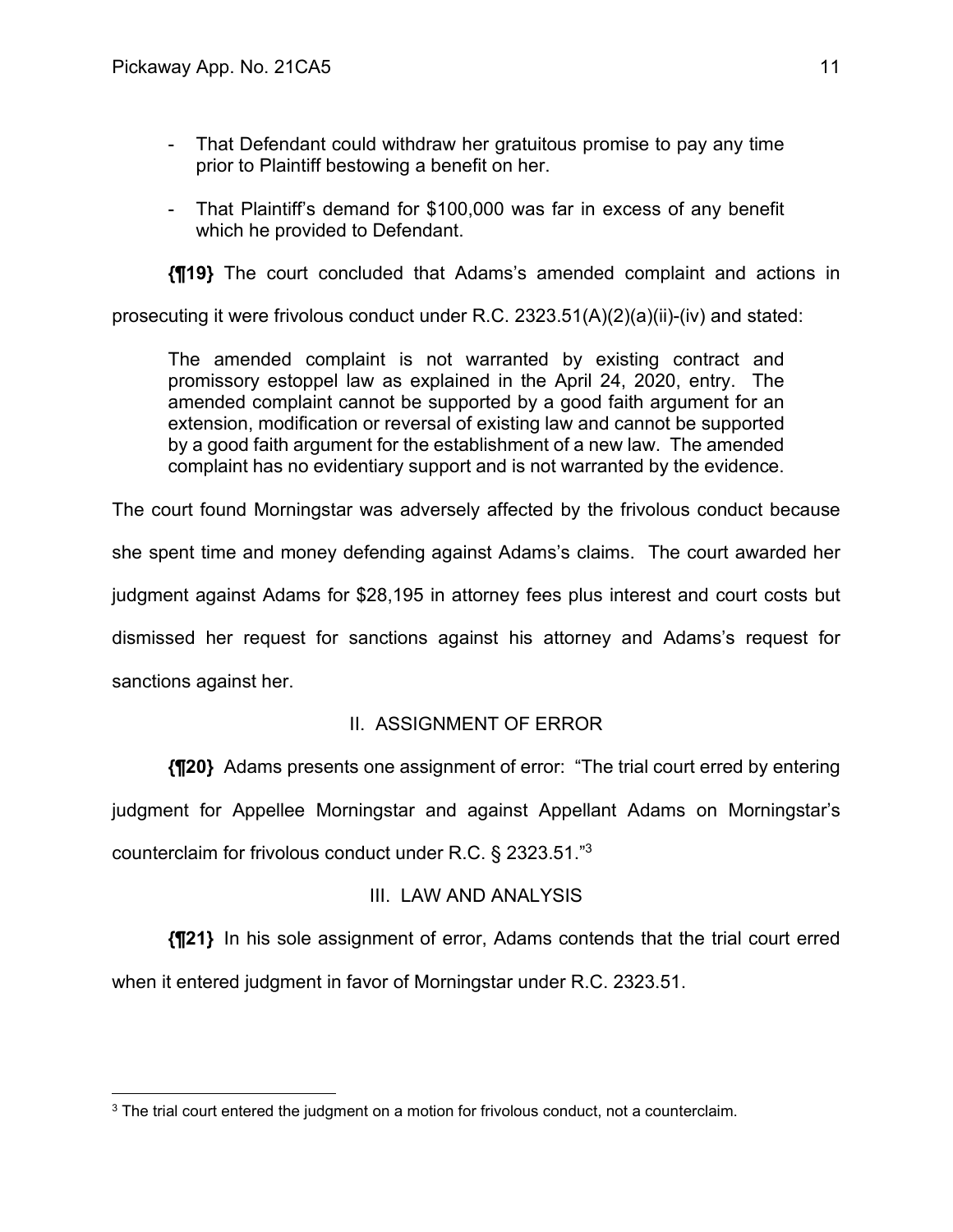- That Defendant could withdraw her gratuitous promise to pay any time prior to Plaintiff bestowing a benefit on her.

- That Plaintiff's demand for $100,000 was far in excess of any benefit which he provided to Defendant.

**{¶19}** The court concluded that Adams's amended complaint and actions in prosecuting it were frivolous conduct under R.C. 2323.51(A)(2)(a)(ii)-(iv) and stated:

> The amended complaint is not warranted by existing contract and promissory estoppel law as explained in the April 24, 2020, entry. The amended complaint cannot be supported by a good faith argument for an extension, modification or reversal of existing law and cannot be supported by a good faith argument for the establishment of a new law. The amended complaint has no evidentiary support and is not warranted by the evidence.

The court found Morningstar was adversely affected by the frivolous conduct because she spent time and money defending against Adams's claims. The court awarded her judgment against Adams for $28,195 in attorney fees plus interest and court costs but dismissed her request for sanctions against his attorney and Adams's request for sanctions against her.

## II. ASSIGNMENT OF ERROR

**{¶20}** Adams presents one assignment of error: "The trial court erred by entering judgment for Appellee Morningstar and against Appellant Adams on Morningstar's counterclaim for frivolous conduct under R.C. § 2323.51."[3]

## III. LAW AND ANALYSIS

**{¶21}** In his sole assignment of error, Adams contends that the trial court erred when it entered judgment in favor of Morningstar under R.C. 2323.51.

---

[3] The trial court entered the judgment on a motion for frivolous conduct, not a counterclaim.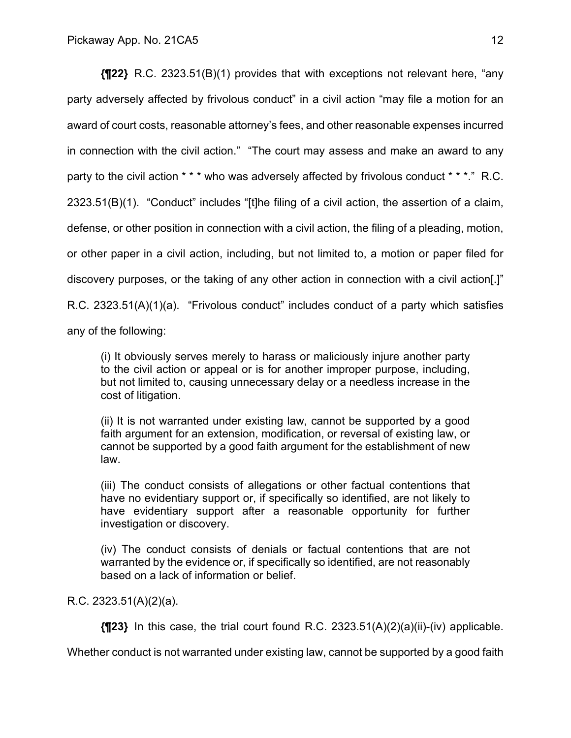**{¶22}** R.C. 2323.51(B)(1) provides that with exceptions not relevant here, "any party adversely affected by frivolous conduct" in a civil action "may file a motion for an award of court costs, reasonable attorney's fees, and other reasonable expenses incurred in connection with the civil action." "The court may assess and make an award to any party to the civil action * * * who was adversely affected by frivolous conduct * * *." R.C. 2323.51(B)(1). "Conduct" includes "[t]he filing of a civil action, the assertion of a claim, defense, or other position in connection with a civil action, the filing of a pleading, motion, or other paper in a civil action, including, but not limited to, a motion or paper filed for discovery purposes, or the taking of any other action in connection with a civil action[.]" R.C. 2323.51(A)(1)(a). "Frivolous conduct" includes conduct of a party which satisfies any of the following:

> (i) It obviously serves merely to harass or maliciously injure another party to the civil action or appeal or is for another improper purpose, including, but not limited to, causing unnecessary delay or a needless increase in the cost of litigation.
>
> (ii) It is not warranted under existing law, cannot be supported by a good faith argument for an extension, modification, or reversal of existing law, or cannot be supported by a good faith argument for the establishment of new law.
>
> (iii) The conduct consists of allegations or other factual contentions that have no evidentiary support or, if specifically so identified, are not likely to have evidentiary support after a reasonable opportunity for further investigation or discovery.
>
> (iv) The conduct consists of denials or factual contentions that are not warranted by the evidence or, if specifically so identified, are not reasonably based on a lack of information or belief.

R.C. 2323.51(A)(2)(a).

**{¶23}** In this case, the trial court found R.C. 2323.51(A)(2)(a)(ii)-(iv) applicable. Whether conduct is not warranted under existing law, cannot be supported by a good faith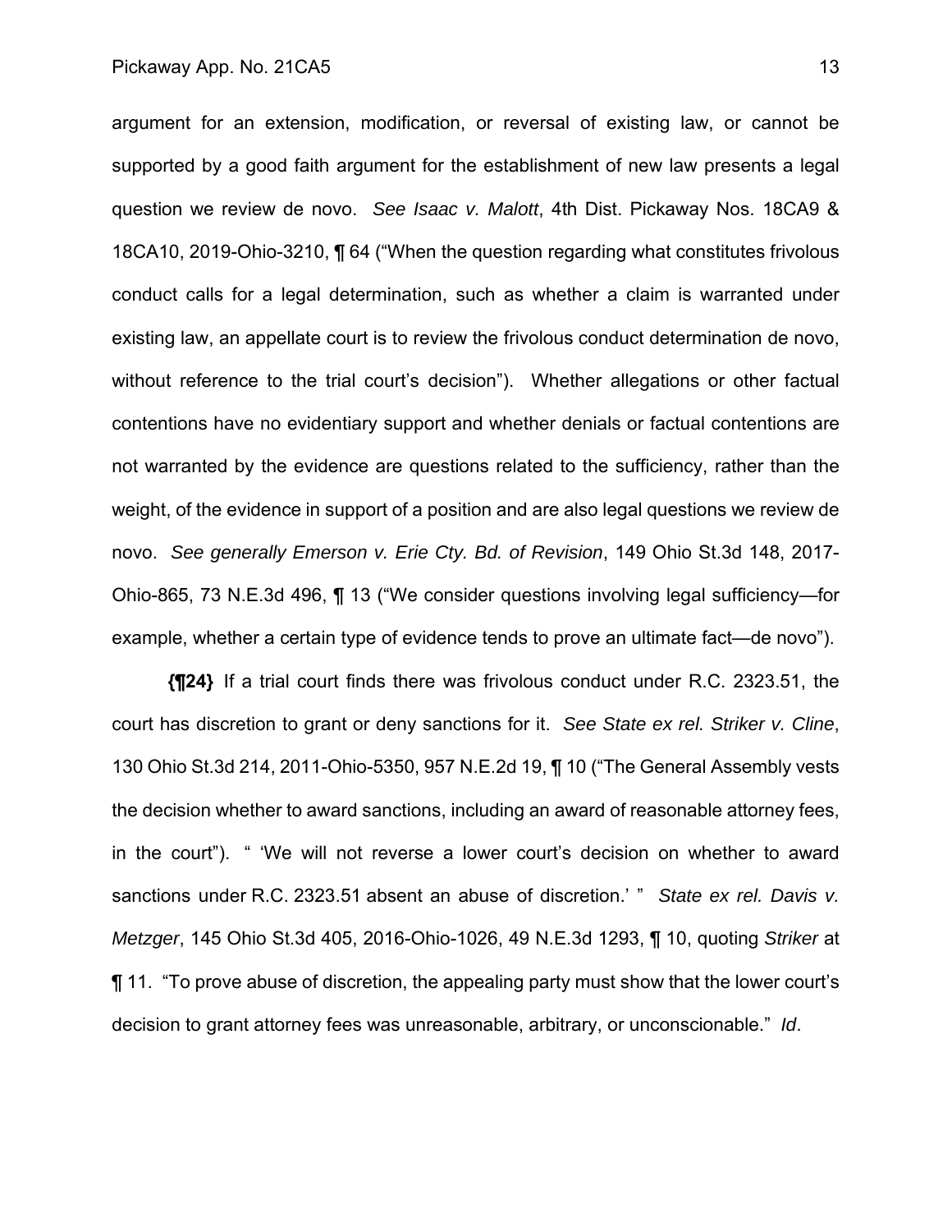argument for an extension, modification, or reversal of existing law, or cannot be supported by a good faith argument for the establishment of new law presents a legal question we review de novo. *See Isaac v. Malott*, 4th Dist. Pickaway Nos. 18CA9 & 18CA10, 2019-Ohio-3210, ¶ 64 ("When the question regarding what constitutes frivolous conduct calls for a legal determination, such as whether a claim is warranted under existing law, an appellate court is to review the frivolous conduct determination de novo, without reference to the trial court's decision"). Whether allegations or other factual contentions have no evidentiary support and whether denials or factual contentions are not warranted by the evidence are questions related to the sufficiency, rather than the weight, of the evidence in support of a position and are also legal questions we review de novo. *See generally Emerson v. Erie Cty. Bd. of Revision*, 149 Ohio St.3d 148, 2017-Ohio-865, 73 N.E.3d 496, ¶ 13 ("We consider questions involving legal sufficiency—for example, whether a certain type of evidence tends to prove an ultimate fact—de novo").

**{¶24}** If a trial court finds there was frivolous conduct under R.C. 2323.51, the court has discretion to grant or deny sanctions for it. *See State ex rel. Striker v. Cline*, 130 Ohio St.3d 214, 2011-Ohio-5350, 957 N.E.2d 19, ¶ 10 ("The General Assembly vests the decision whether to award sanctions, including an award of reasonable attorney fees, in the court"). " 'We will not reverse a lower court's decision on whether to award sanctions under R.C. 2323.51 absent an abuse of discretion.' " *State ex rel. Davis v. Metzger*, 145 Ohio St.3d 405, 2016-Ohio-1026, 49 N.E.3d 1293, ¶ 10, quoting *Striker* at ¶ 11. "To prove abuse of discretion, the appealing party must show that the lower court's decision to grant attorney fees was unreasonable, arbitrary, or unconscionable." *Id*.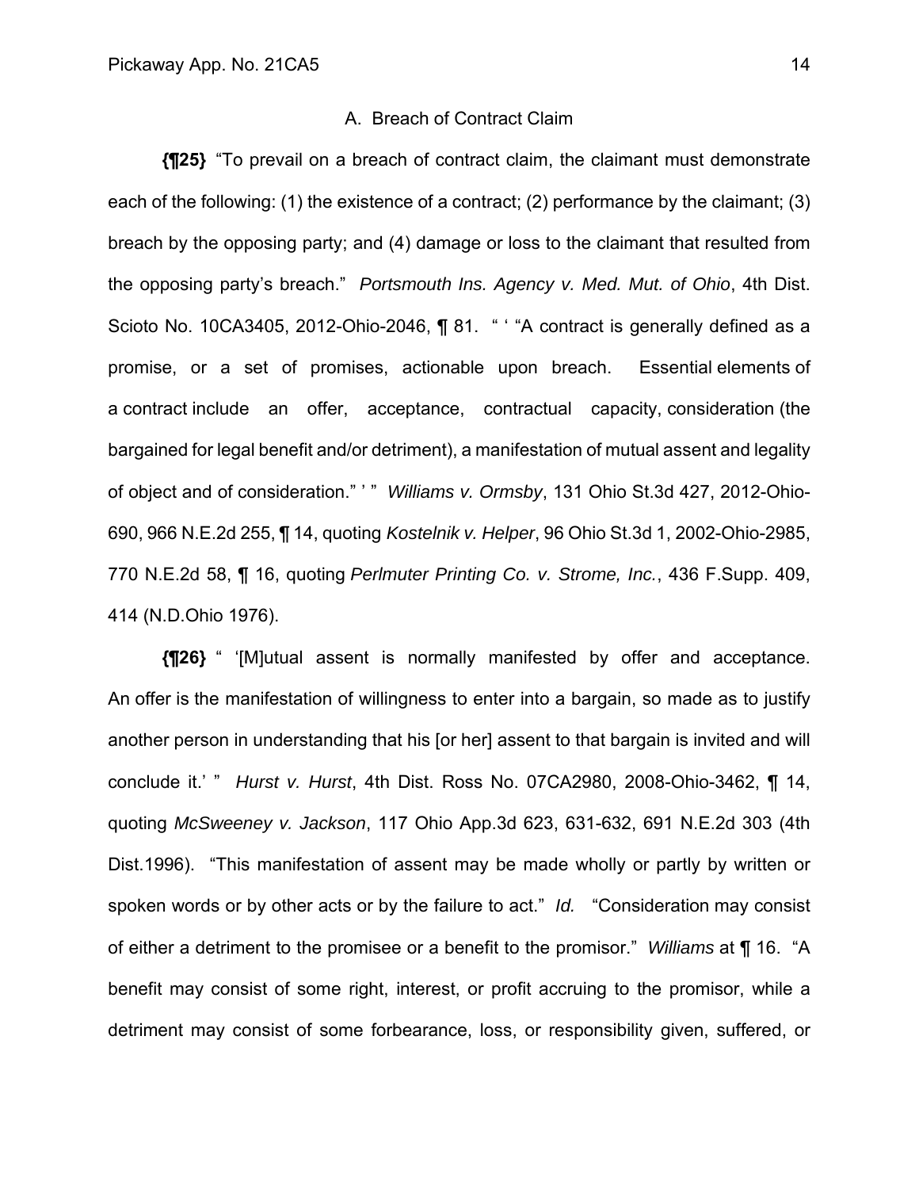### A. Breach of Contract Claim

**{¶25}** "To prevail on a breach of contract claim, the claimant must demonstrate each of the following: (1) the existence of a contract; (2) performance by the claimant; (3) breach by the opposing party; and (4) damage or loss to the claimant that resulted from the opposing party's breach." *Portsmouth Ins. Agency v. Med. Mut. of Ohio*, 4th Dist. Scioto No. 10CA3405, 2012-Ohio-2046, ¶ 81. " ' "A contract is generally defined as a promise, or a set of promises, actionable upon breach. Essential elements of a contract include an offer, acceptance, contractual capacity, consideration (the bargained for legal benefit and/or detriment), a manifestation of mutual assent and legality of object and of consideration." ' " *Williams v. Ormsby*, 131 Ohio St.3d 427, 2012-Ohio-690, 966 N.E.2d 255, ¶ 14, quoting *Kostelnik v. Helper*, 96 Ohio St.3d 1, 2002-Ohio-2985, 770 N.E.2d 58, ¶ 16, quoting *Perlmuter Printing Co. v. Strome, Inc.*, 436 F.Supp. 409, 414 (N.D.Ohio 1976).

**{¶26}** " '[M]utual assent is normally manifested by offer and acceptance. An offer is the manifestation of willingness to enter into a bargain, so made as to justify another person in understanding that his [or her] assent to that bargain is invited and will conclude it.' " *Hurst v. Hurst*, 4th Dist. Ross No. 07CA2980, 2008-Ohio-3462, ¶ 14, quoting *McSweeney v. Jackson*, 117 Ohio App.3d 623, 631-632, 691 N.E.2d 303 (4th Dist.1996). "This manifestation of assent may be made wholly or partly by written or spoken words or by other acts or by the failure to act." *Id.* "Consideration may consist of either a detriment to the promisee or a benefit to the promisor." *Williams* at ¶ 16. "A benefit may consist of some right, interest, or profit accruing to the promisor, while a detriment may consist of some forbearance, loss, or responsibility given, suffered, or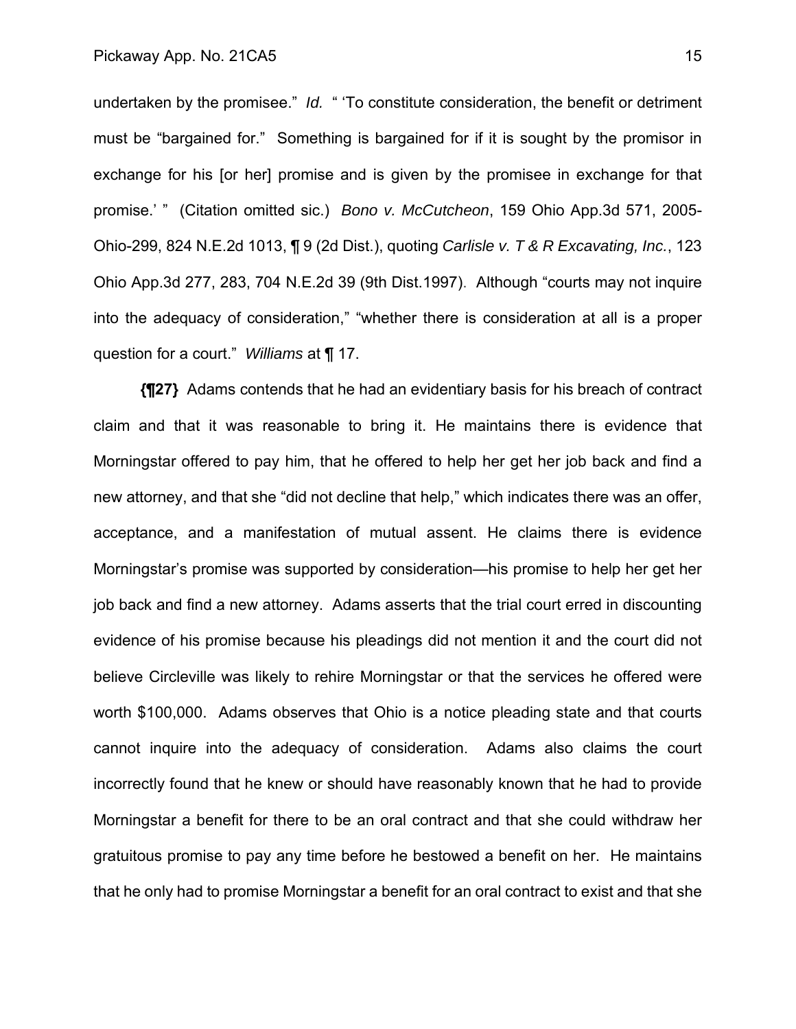undertaken by the promisee." *Id.* " 'To constitute consideration, the benefit or detriment must be "bargained for." Something is bargained for if it is sought by the promisor in exchange for his [or her] promise and is given by the promisee in exchange for that promise.' " (Citation omitted sic.) *Bono v. McCutcheon*, 159 Ohio App.3d 571, 2005-Ohio-299, 824 N.E.2d 1013, ¶ 9 (2d Dist.), quoting *Carlisle v. T & R Excavating, Inc.*, 123 Ohio App.3d 277, 283, 704 N.E.2d 39 (9th Dist.1997). Although "courts may not inquire into the adequacy of consideration," "whether there is consideration at all is a proper question for a court." *Williams* at ¶ 17.

**{¶27}** Adams contends that he had an evidentiary basis for his breach of contract claim and that it was reasonable to bring it. He maintains there is evidence that Morningstar offered to pay him, that he offered to help her get her job back and find a new attorney, and that she "did not decline that help," which indicates there was an offer, acceptance, and a manifestation of mutual assent. He claims there is evidence Morningstar's promise was supported by consideration—his promise to help her get her job back and find a new attorney. Adams asserts that the trial court erred in discounting evidence of his promise because his pleadings did not mention it and the court did not believe Circleville was likely to rehire Morningstar or that the services he offered were worth $100,000. Adams observes that Ohio is a notice pleading state and that courts cannot inquire into the adequacy of consideration. Adams also claims the court incorrectly found that he knew or should have reasonably known that he had to provide Morningstar a benefit for there to be an oral contract and that she could withdraw her gratuitous promise to pay any time before he bestowed a benefit on her. He maintains that he only had to promise Morningstar a benefit for an oral contract to exist and that she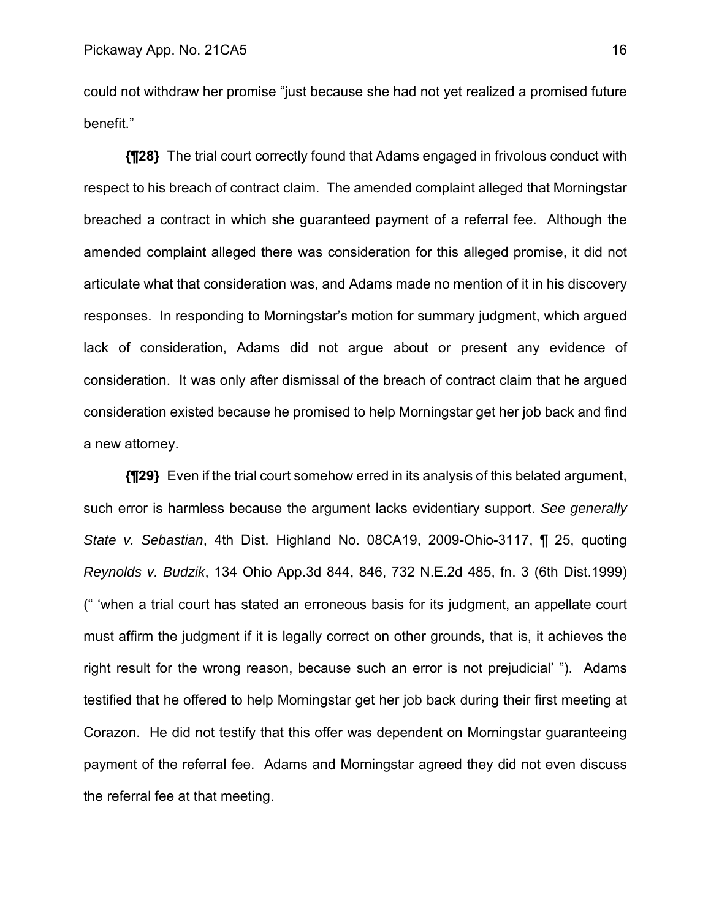could not withdraw her promise "just because she had not yet realized a promised future benefit."

**{¶28}** The trial court correctly found that Adams engaged in frivolous conduct with respect to his breach of contract claim. The amended complaint alleged that Morningstar breached a contract in which she guaranteed payment of a referral fee. Although the amended complaint alleged there was consideration for this alleged promise, it did not articulate what that consideration was, and Adams made no mention of it in his discovery responses. In responding to Morningstar's motion for summary judgment, which argued lack of consideration, Adams did not argue about or present any evidence of consideration. It was only after dismissal of the breach of contract claim that he argued consideration existed because he promised to help Morningstar get her job back and find a new attorney.

**{¶29}** Even if the trial court somehow erred in its analysis of this belated argument, such error is harmless because the argument lacks evidentiary support. *See generally State v. Sebastian*, 4th Dist. Highland No. 08CA19, 2009-Ohio-3117, ¶ 25, quoting *Reynolds v. Budzik*, 134 Ohio App.3d 844, 846, 732 N.E.2d 485, fn. 3 (6th Dist.1999) (" 'when a trial court has stated an erroneous basis for its judgment, an appellate court must affirm the judgment if it is legally correct on other grounds, that is, it achieves the right result for the wrong reason, because such an error is not prejudicial' "). Adams testified that he offered to help Morningstar get her job back during their first meeting at Corazon. He did not testify that this offer was dependent on Morningstar guaranteeing payment of the referral fee. Adams and Morningstar agreed they did not even discuss the referral fee at that meeting.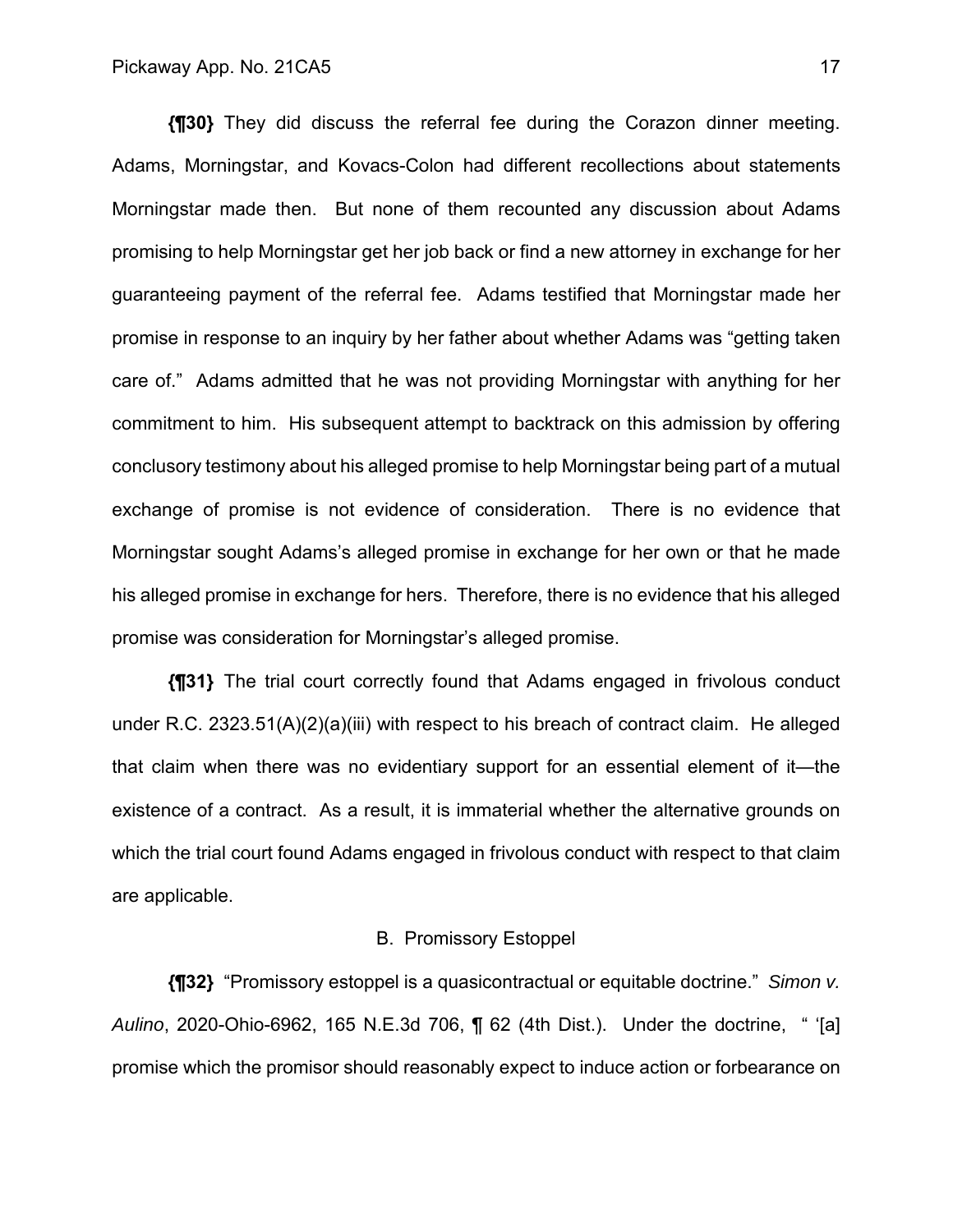**{¶30}** They did discuss the referral fee during the Corazon dinner meeting. Adams, Morningstar, and Kovacs-Colon had different recollections about statements Morningstar made then. But none of them recounted any discussion about Adams promising to help Morningstar get her job back or find a new attorney in exchange for her guaranteeing payment of the referral fee. Adams testified that Morningstar made her promise in response to an inquiry by her father about whether Adams was "getting taken care of." Adams admitted that he was not providing Morningstar with anything for her commitment to him. His subsequent attempt to backtrack on this admission by offering conclusory testimony about his alleged promise to help Morningstar being part of a mutual exchange of promise is not evidence of consideration. There is no evidence that Morningstar sought Adams's alleged promise in exchange for her own or that he made his alleged promise in exchange for hers. Therefore, there is no evidence that his alleged promise was consideration for Morningstar's alleged promise.

**{¶31}** The trial court correctly found that Adams engaged in frivolous conduct under R.C. 2323.51(A)(2)(a)(iii) with respect to his breach of contract claim. He alleged that claim when there was no evidentiary support for an essential element of it—the existence of a contract. As a result, it is immaterial whether the alternative grounds on which the trial court found Adams engaged in frivolous conduct with respect to that claim are applicable.

B. Promissory Estoppel

**{¶32}** "Promissory estoppel is a quasicontractual or equitable doctrine." *Simon v. Aulino*, 2020-Ohio-6962, 165 N.E.3d 706, ¶ 62 (4th Dist.). Under the doctrine, " '[a] promise which the promisor should reasonably expect to induce action or forbearance on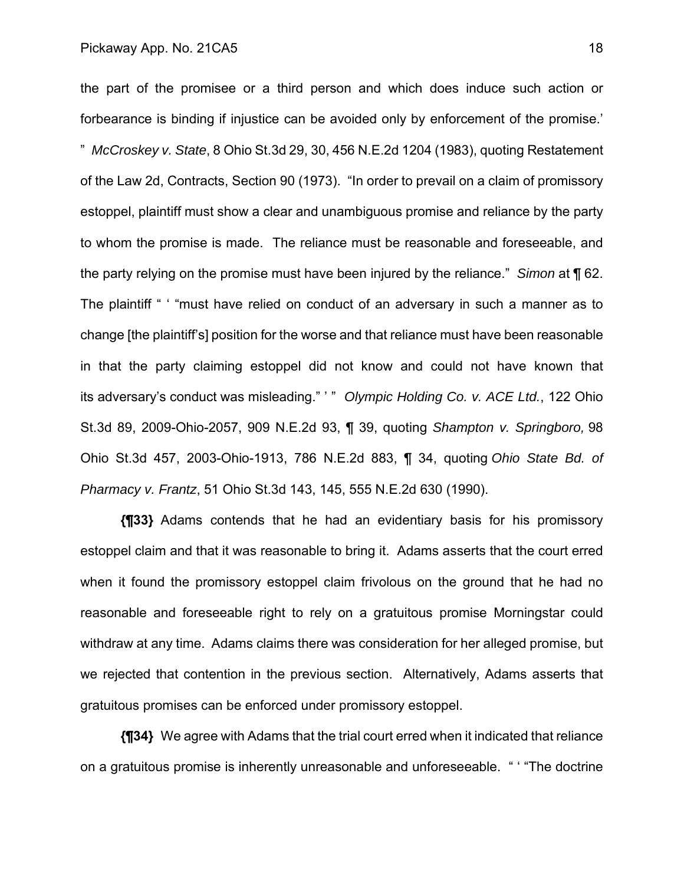the part of the promisee or a third person and which does induce such action or forbearance is binding if injustice can be avoided only by enforcement of the promise.' " *McCroskey v. State*, 8 Ohio St.3d 29, 30, 456 N.E.2d 1204 (1983), quoting Restatement of the Law 2d, Contracts, Section 90 (1973). "In order to prevail on a claim of promissory estoppel, plaintiff must show a clear and unambiguous promise and reliance by the party to whom the promise is made. The reliance must be reasonable and foreseeable, and the party relying on the promise must have been injured by the reliance." *Simon* at ¶ 62. The plaintiff " ' "must have relied on conduct of an adversary in such a manner as to change [the plaintiff's] position for the worse and that reliance must have been reasonable in that the party claiming estoppel did not know and could not have known that its adversary's conduct was misleading." ' " *Olympic Holding Co. v. ACE Ltd.*, 122 Ohio St.3d 89, 2009-Ohio-2057, 909 N.E.2d 93, ¶ 39, quoting *Shampton v. Springboro,* 98 Ohio St.3d 457, 2003-Ohio-1913, 786 N.E.2d 883, ¶ 34, quoting *Ohio State Bd. of Pharmacy v. Frantz*, 51 Ohio St.3d 143, 145, 555 N.E.2d 630 (1990).

**{¶33}** Adams contends that he had an evidentiary basis for his promissory estoppel claim and that it was reasonable to bring it. Adams asserts that the court erred when it found the promissory estoppel claim frivolous on the ground that he had no reasonable and foreseeable right to rely on a gratuitous promise Morningstar could withdraw at any time. Adams claims there was consideration for her alleged promise, but we rejected that contention in the previous section. Alternatively, Adams asserts that gratuitous promises can be enforced under promissory estoppel.

**{¶34}** We agree with Adams that the trial court erred when it indicated that reliance on a gratuitous promise is inherently unreasonable and unforeseeable. " ' "The doctrine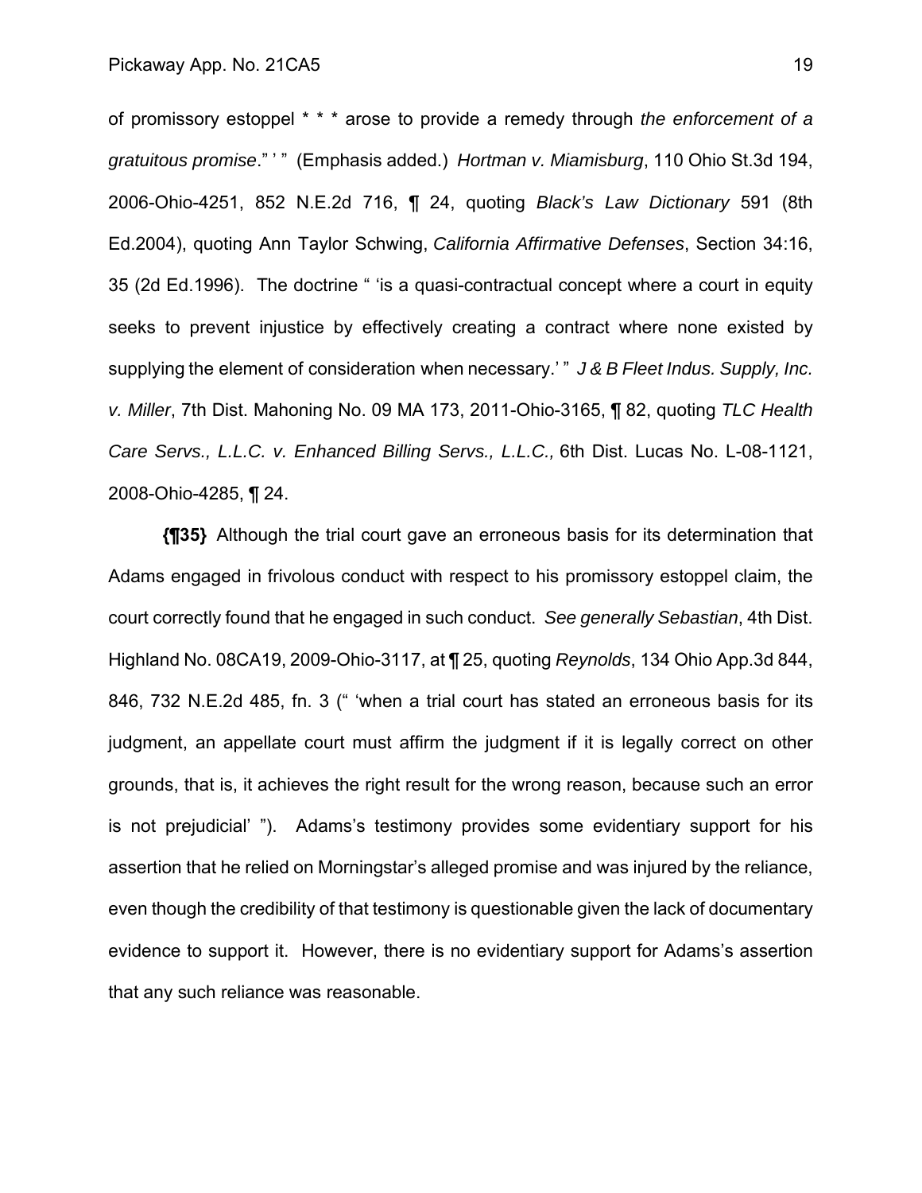of promissory estoppel * * * arose to provide a remedy through *the enforcement of a gratuitous promise*." ' " (Emphasis added.) *Hortman v. Miamisburg*, 110 Ohio St.3d 194, 2006-Ohio-4251, 852 N.E.2d 716, ¶ 24, quoting *Black's Law Dictionary* 591 (8th Ed.2004), quoting Ann Taylor Schwing, *California Affirmative Defenses*, Section 34:16, 35 (2d Ed.1996). The doctrine " 'is a quasi-contractual concept where a court in equity seeks to prevent injustice by effectively creating a contract where none existed by supplying the element of consideration when necessary.' " *J & B Fleet Indus. Supply, Inc. v. Miller*, 7th Dist. Mahoning No. 09 MA 173, 2011-Ohio-3165, ¶ 82, quoting *TLC Health Care Servs., L.L.C. v. Enhanced Billing Servs., L.L.C.,* 6th Dist. Lucas No. L-08-1121, 2008-Ohio-4285, ¶ 24.

**{¶35}** Although the trial court gave an erroneous basis for its determination that Adams engaged in frivolous conduct with respect to his promissory estoppel claim, the court correctly found that he engaged in such conduct. *See generally Sebastian*, 4th Dist. Highland No. 08CA19, 2009-Ohio-3117, at ¶ 25, quoting *Reynolds*, 134 Ohio App.3d 844, 846, 732 N.E.2d 485, fn. 3 (" 'when a trial court has stated an erroneous basis for its judgment, an appellate court must affirm the judgment if it is legally correct on other grounds, that is, it achieves the right result for the wrong reason, because such an error is not prejudicial' "). Adams's testimony provides some evidentiary support for his assertion that he relied on Morningstar's alleged promise and was injured by the reliance, even though the credibility of that testimony is questionable given the lack of documentary evidence to support it. However, there is no evidentiary support for Adams's assertion that any such reliance was reasonable.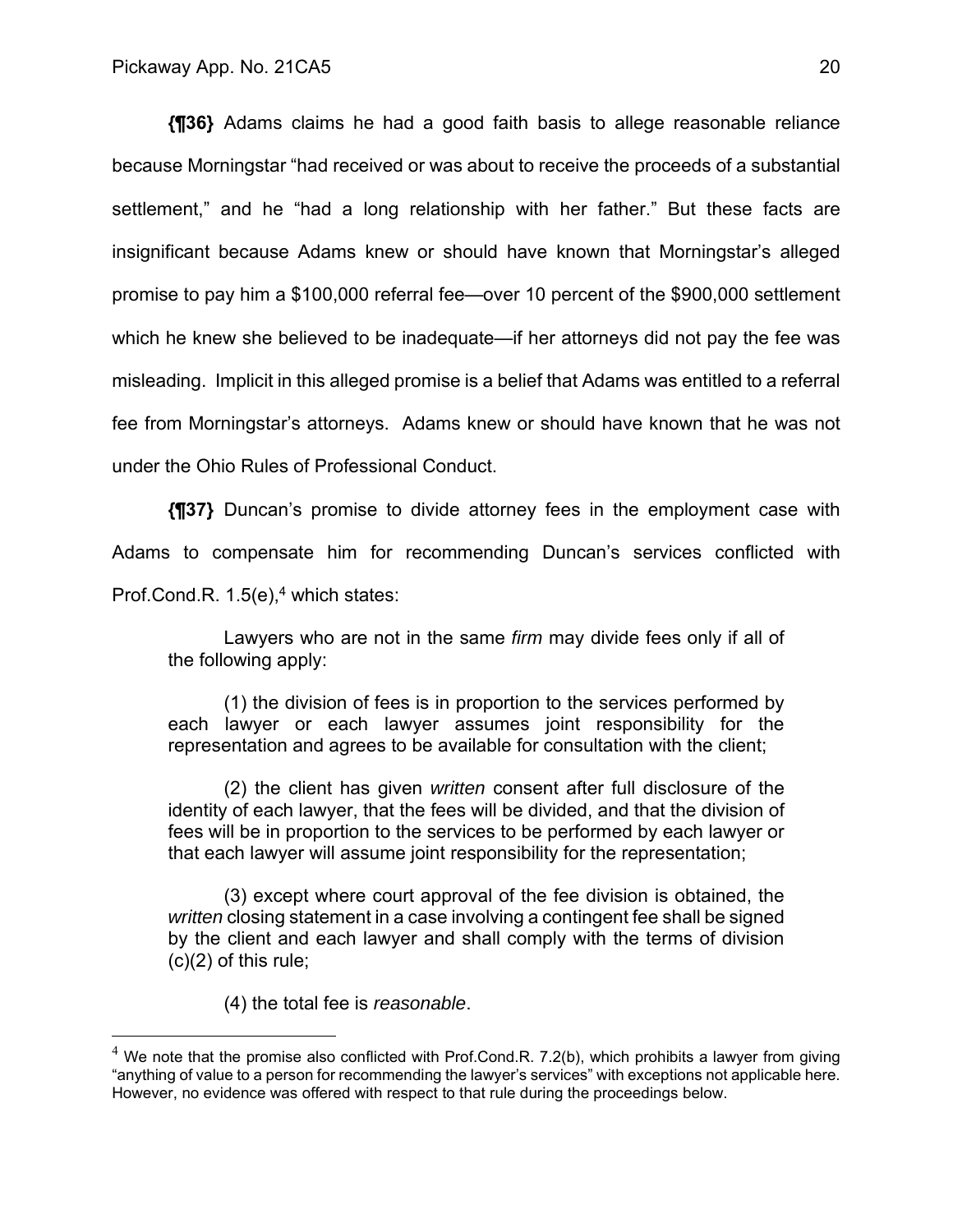**{¶36}** Adams claims he had a good faith basis to allege reasonable reliance because Morningstar "had received or was about to receive the proceeds of a substantial settlement," and he "had a long relationship with her father." But these facts are insignificant because Adams knew or should have known that Morningstar's alleged promise to pay him a $100,000 referral fee—over 10 percent of the $900,000 settlement which he knew she believed to be inadequate—if her attorneys did not pay the fee was misleading. Implicit in this alleged promise is a belief that Adams was entitled to a referral fee from Morningstar's attorneys. Adams knew or should have known that he was not under the Ohio Rules of Professional Conduct.

**{¶37}** Duncan's promise to divide attorney fees in the employment case with Adams to compensate him for recommending Duncan's services conflicted with Prof.Cond.R. 1.5(e),[4] which states:

> Lawyers who are not in the same *firm* may divide fees only if all of the following apply:
>
> (1) the division of fees is in proportion to the services performed by each lawyer or each lawyer assumes joint responsibility for the representation and agrees to be available for consultation with the client;
>
> (2) the client has given *written* consent after full disclosure of the identity of each lawyer, that the fees will be divided, and that the division of fees will be in proportion to the services to be performed by each lawyer or that each lawyer will assume joint responsibility for the representation;
>
> (3) except where court approval of the fee division is obtained, the *written* closing statement in a case involving a contingent fee shall be signed by the client and each lawyer and shall comply with the terms of division (c)(2) of this rule;
>
> (4) the total fee is *reasonable*.

[4] We note that the promise also conflicted with Prof.Cond.R. 7.2(b), which prohibits a lawyer from giving "anything of value to a person for recommending the lawyer's services" with exceptions not applicable here. However, no evidence was offered with respect to that rule during the proceedings below.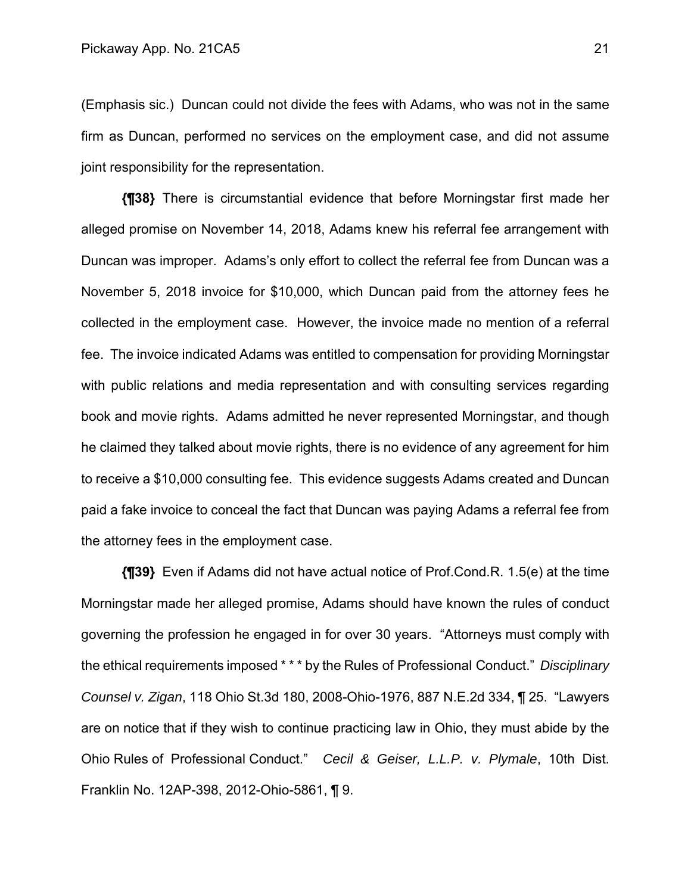(Emphasis sic.) Duncan could not divide the fees with Adams, who was not in the same firm as Duncan, performed no services on the employment case, and did not assume joint responsibility for the representation.

**{¶38}** There is circumstantial evidence that before Morningstar first made her alleged promise on November 14, 2018, Adams knew his referral fee arrangement with Duncan was improper. Adams's only effort to collect the referral fee from Duncan was a November 5, 2018 invoice for $10,000, which Duncan paid from the attorney fees he collected in the employment case. However, the invoice made no mention of a referral fee. The invoice indicated Adams was entitled to compensation for providing Morningstar with public relations and media representation and with consulting services regarding book and movie rights. Adams admitted he never represented Morningstar, and though he claimed they talked about movie rights, there is no evidence of any agreement for him to receive a $10,000 consulting fee. This evidence suggests Adams created and Duncan paid a fake invoice to conceal the fact that Duncan was paying Adams a referral fee from the attorney fees in the employment case.

**{¶39}** Even if Adams did not have actual notice of Prof.Cond.R. 1.5(e) at the time Morningstar made her alleged promise, Adams should have known the rules of conduct governing the profession he engaged in for over 30 years. "Attorneys must comply with the ethical requirements imposed * * * by the Rules of Professional Conduct." *Disciplinary Counsel v. Zigan*, 118 Ohio St.3d 180, 2008-Ohio-1976, 887 N.E.2d 334, ¶ 25. "Lawyers are on notice that if they wish to continue practicing law in Ohio, they must abide by the Ohio Rules of Professional Conduct." *Cecil & Geiser, L.L.P. v. Plymale*, 10th Dist. Franklin No. 12AP-398, 2012-Ohio-5861, ¶ 9.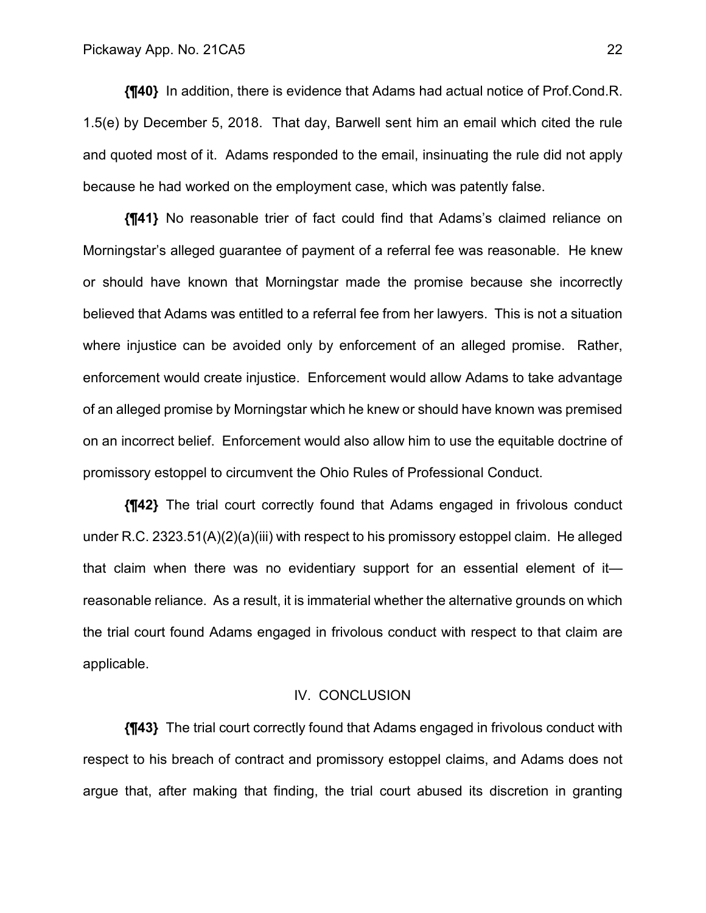**{¶40}** In addition, there is evidence that Adams had actual notice of Prof.Cond.R. 1.5(e) by December 5, 2018. That day, Barwell sent him an email which cited the rule and quoted most of it. Adams responded to the email, insinuating the rule did not apply because he had worked on the employment case, which was patently false.

**{¶41}** No reasonable trier of fact could find that Adams's claimed reliance on Morningstar's alleged guarantee of payment of a referral fee was reasonable. He knew or should have known that Morningstar made the promise because she incorrectly believed that Adams was entitled to a referral fee from her lawyers. This is not a situation where injustice can be avoided only by enforcement of an alleged promise. Rather, enforcement would create injustice. Enforcement would allow Adams to take advantage of an alleged promise by Morningstar which he knew or should have known was premised on an incorrect belief. Enforcement would also allow him to use the equitable doctrine of promissory estoppel to circumvent the Ohio Rules of Professional Conduct.

**{¶42}** The trial court correctly found that Adams engaged in frivolous conduct under R.C. 2323.51(A)(2)(a)(iii) with respect to his promissory estoppel claim. He alleged that claim when there was no evidentiary support for an essential element of it—reasonable reliance. As a result, it is immaterial whether the alternative grounds on which the trial court found Adams engaged in frivolous conduct with respect to that claim are applicable.

## IV. CONCLUSION

**{¶43}** The trial court correctly found that Adams engaged in frivolous conduct with respect to his breach of contract and promissory estoppel claims, and Adams does not argue that, after making that finding, the trial court abused its discretion in granting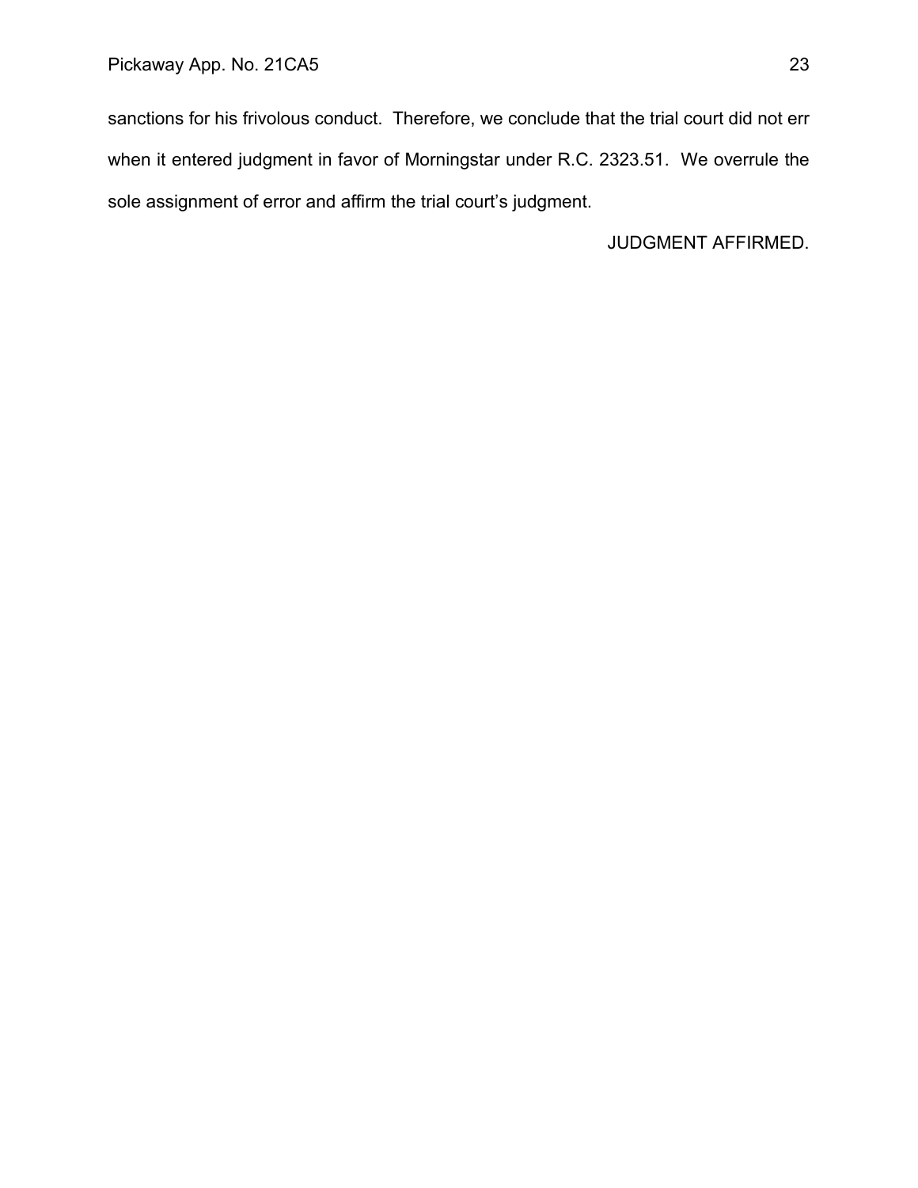sanctions for his frivolous conduct. Therefore, we conclude that the trial court did not err when it entered judgment in favor of Morningstar under R.C. 2323.51. We overrule the sole assignment of error and affirm the trial court's judgment.

JUDGMENT AFFIRMED.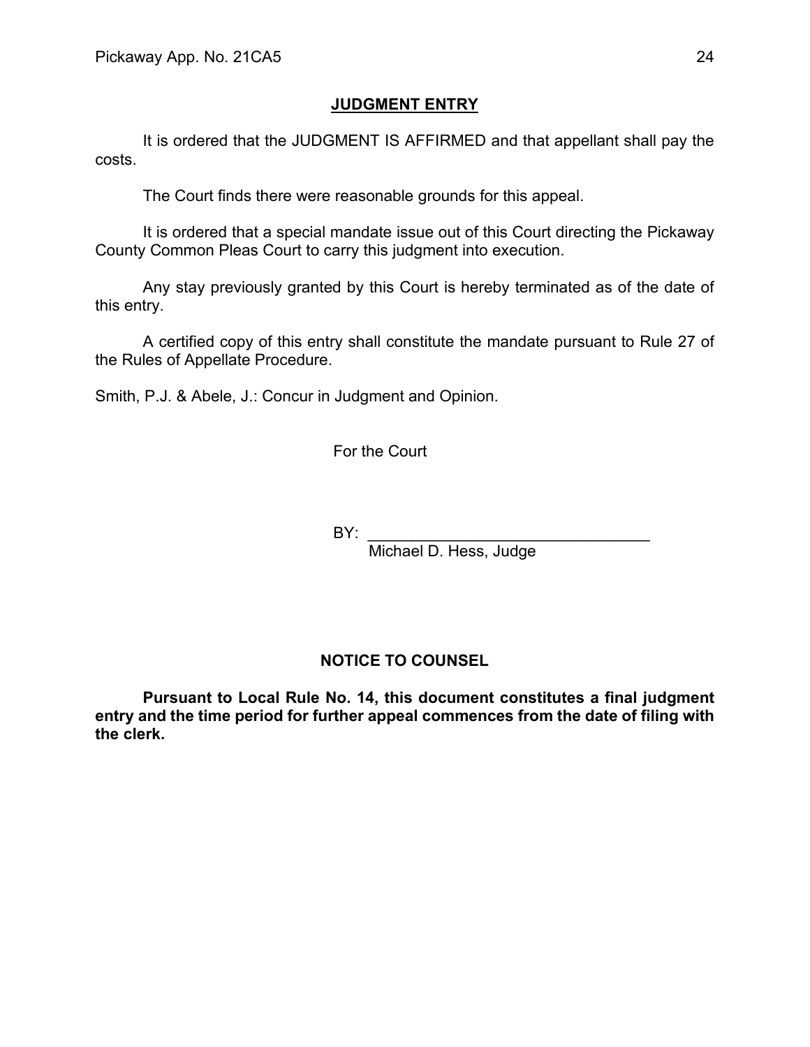## JUDGMENT ENTRY

It is ordered that the JUDGMENT IS AFFIRMED and that appellant shall pay the costs.

The Court finds there were reasonable grounds for this appeal.

It is ordered that a special mandate issue out of this Court directing the Pickaway County Common Pleas Court to carry this judgment into execution.

Any stay previously granted by this Court is hereby terminated as of the date of this entry.

A certified copy of this entry shall constitute the mandate pursuant to Rule 27 of the Rules of Appellate Procedure.

Smith, P.J. & Abele, J.: Concur in Judgment and Opinion.

For the Court

BY: ________________________________
Michael D. Hess, Judge

## NOTICE TO COUNSEL

**Pursuant to Local Rule No. 14, this document constitutes a final judgment entry and the time period for further appeal commences from the date of filing with the clerk.**